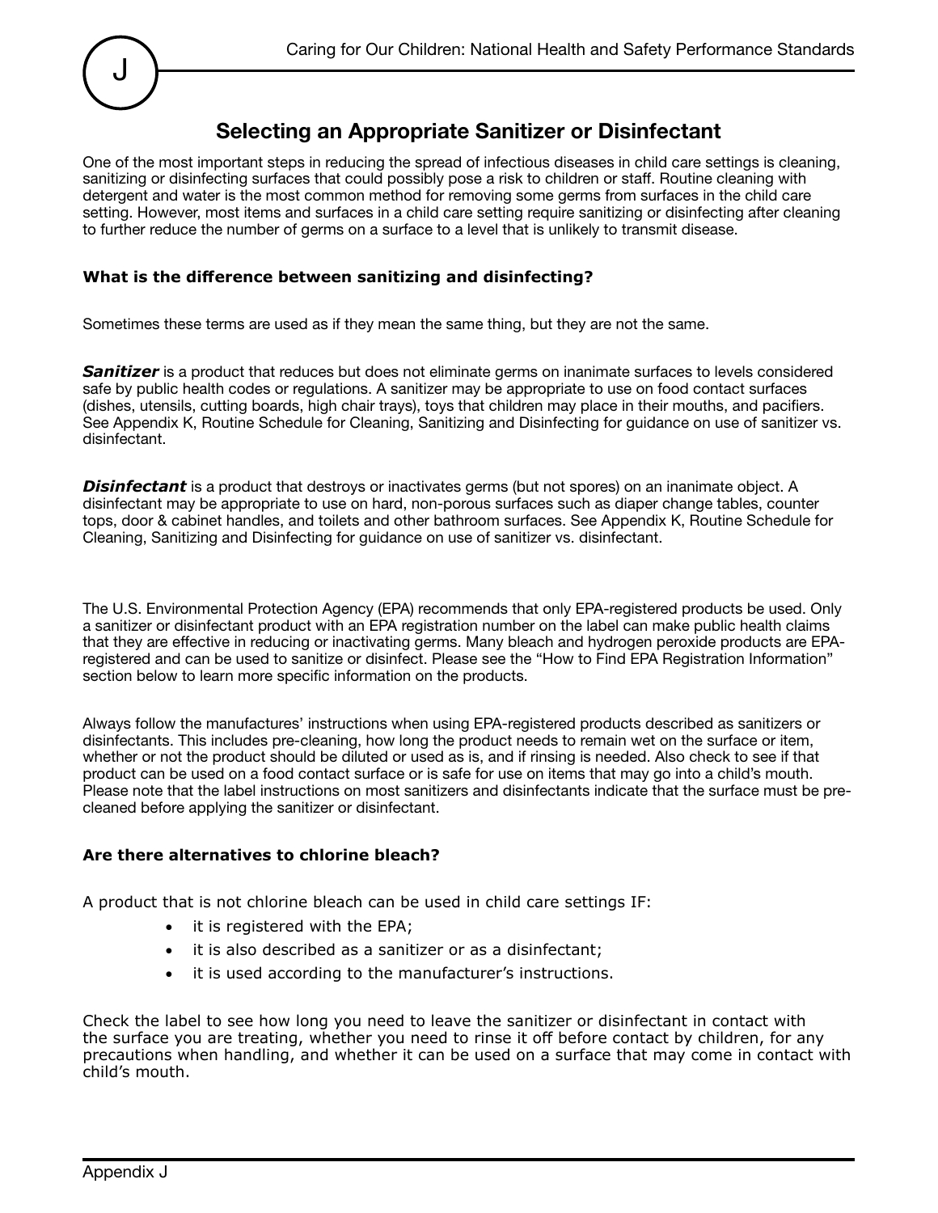# Selecting an Appropriate Sanitizer or Disinfectant

One of the most important steps in reducing the spread of infectious diseases in child care settings is cleaning, sanitizing or disinfecting surfaces that could possibly pose a risk to children or staff. Routine cleaning with detergent and water is the most common method for removing some germs from surfaces in the child care setting. However, most items and surfaces in a child care setting require sanitizing or disinfecting after cleaning to further reduce the number of germs on a surface to a level that is unlikely to transmit disease.

### What is the difference between sanitizing and disinfecting?

Sometimes these terms are used as if they mean the same thing, but they are not the same.

***Sanitizer*** is a product that reduces but does not eliminate germs on inanimate surfaces to levels considered safe by public health codes or regulations. A sanitizer may be appropriate to use on food contact surfaces (dishes, utensils, cutting boards, high chair trays), toys that children may place in their mouths, and pacifiers. See Appendix K, Routine Schedule for Cleaning, Sanitizing and Disinfecting for guidance on use of sanitizer vs. disinfectant.

***Disinfectant*** is a product that destroys or inactivates germs (but not spores) on an inanimate object. A disinfectant may be appropriate to use on hard, non-porous surfaces such as diaper change tables, counter tops, door & cabinet handles, and toilets and other bathroom surfaces. See Appendix K, Routine Schedule for Cleaning, Sanitizing and Disinfecting for guidance on use of sanitizer vs. disinfectant.

The U.S. Environmental Protection Agency (EPA) recommends that only EPA-registered products be used. Only a sanitizer or disinfectant product with an EPA registration number on the label can make public health claims that they are effective in reducing or inactivating germs. Many bleach and hydrogen peroxide products are EPA-registered and can be used to sanitize or disinfect. Please see the "How to Find EPA Registration Information" section below to learn more specific information on the products.

Always follow the manufactures' instructions when using EPA-registered products described as sanitizers or disinfectants. This includes pre-cleaning, how long the product needs to remain wet on the surface or item, whether or not the product should be diluted or used as is, and if rinsing is needed. Also check to see if that product can be used on a food contact surface or is safe for use on items that may go into a child's mouth. Please note that the label instructions on most sanitizers and disinfectants indicate that the surface must be pre-cleaned before applying the sanitizer or disinfectant.

### Are there alternatives to chlorine bleach?

A product that is not chlorine bleach can be used in child care settings IF:

- it is registered with the EPA;
- it is also described as a sanitizer or as a disinfectant;
- it is used according to the manufacturer's instructions.

Check the label to see how long you need to leave the sanitizer or disinfectant in contact with the surface you are treating, whether you need to rinse it off before contact by children, for any precautions when handling, and whether it can be used on a surface that may come in contact with child's mouth.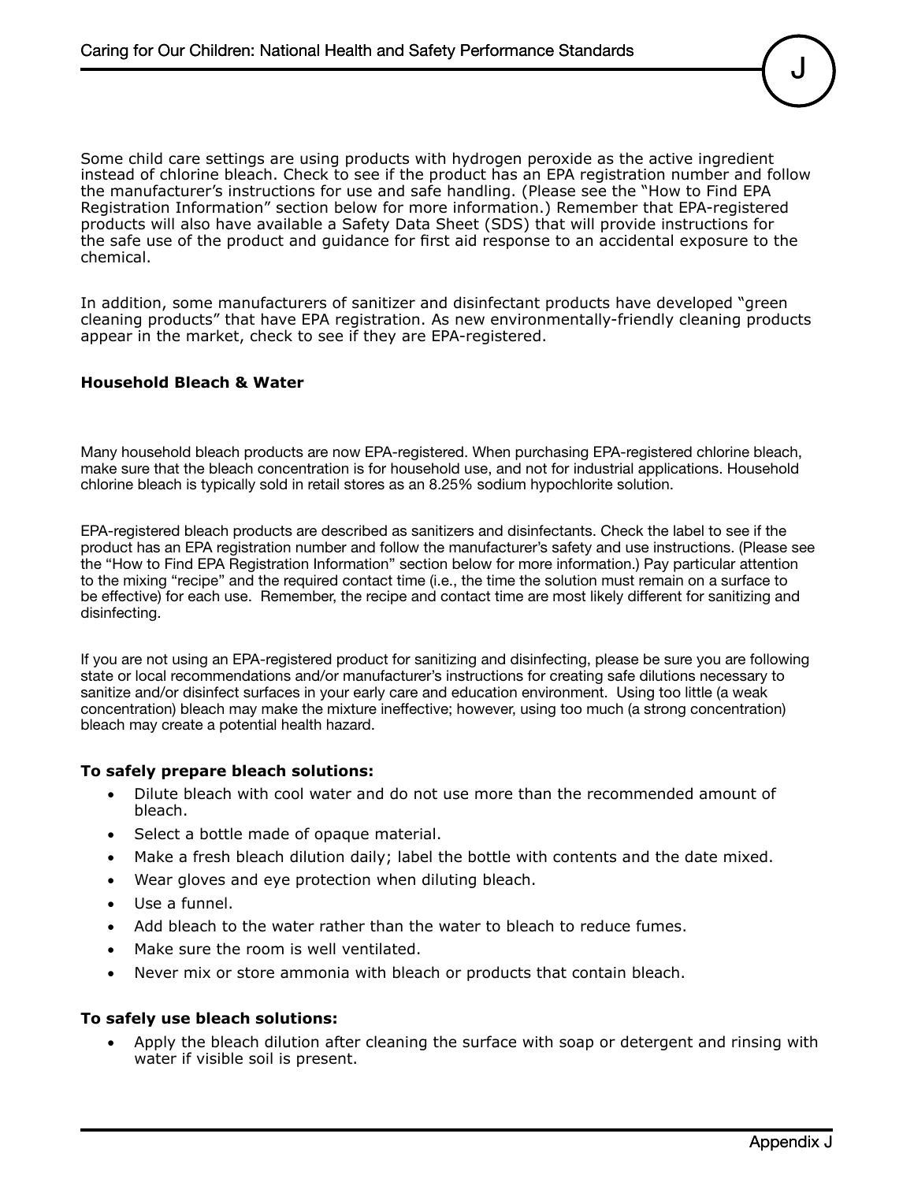Some child care settings are using products with hydrogen peroxide as the active ingredient instead of chlorine bleach. Check to see if the product has an EPA registration number and follow the manufacturer's instructions for use and safe handling. (Please see the "How to Find EPA Registration Information" section below for more information.) Remember that EPA-registered products will also have available a Safety Data Sheet (SDS) that will provide instructions for the safe use of the product and guidance for first aid response to an accidental exposure to the chemical.

In addition, some manufacturers of sanitizer and disinfectant products have developed "green cleaning products" that have EPA registration. As new environmentally-friendly cleaning products appear in the market, check to see if they are EPA-registered.

**Household Bleach & Water**

Many household bleach products are now EPA-registered. When purchasing EPA-registered chlorine bleach, make sure that the bleach concentration is for household use, and not for industrial applications. Household chlorine bleach is typically sold in retail stores as an 8.25% sodium hypochlorite solution.

EPA-registered bleach products are described as sanitizers and disinfectants. Check the label to see if the product has an EPA registration number and follow the manufacturer's safety and use instructions. (Please see the "How to Find EPA Registration Information" section below for more information.) Pay particular attention to the mixing "recipe" and the required contact time (i.e., the time the solution must remain on a surface to be effective) for each use. Remember, the recipe and contact time are most likely different for sanitizing and disinfecting.

If you are not using an EPA-registered product for sanitizing and disinfecting, please be sure you are following state or local recommendations and/or manufacturer's instructions for creating safe dilutions necessary to sanitize and/or disinfect surfaces in your early care and education environment. Using too little (a weak concentration) bleach may make the mixture ineffective; however, using too much (a strong concentration) bleach may create a potential health hazard.

**To safely prepare bleach solutions:**

- Dilute bleach with cool water and do not use more than the recommended amount of bleach.
- Select a bottle made of opaque material.
- Make a fresh bleach dilution daily; label the bottle with contents and the date mixed.
- Wear gloves and eye protection when diluting bleach.
- Use a funnel.
- Add bleach to the water rather than the water to bleach to reduce fumes.
- Make sure the room is well ventilated.
- Never mix or store ammonia with bleach or products that contain bleach.

**To safely use bleach solutions:**

- Apply the bleach dilution after cleaning the surface with soap or detergent and rinsing with water if visible soil is present.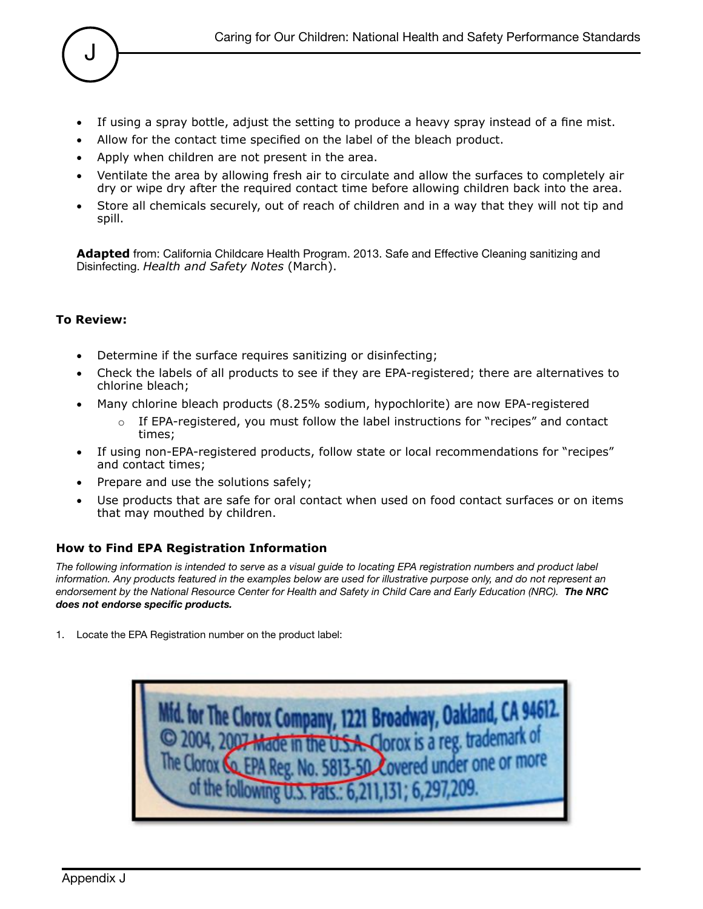- If using a spray bottle, adjust the setting to produce a heavy spray instead of a fine mist.
- Allow for the contact time specified on the label of the bleach product.
- Apply when children are not present in the area.
- Ventilate the area by allowing fresh air to circulate and allow the surfaces to completely air dry or wipe dry after the required contact time before allowing children back into the area.
- Store all chemicals securely, out of reach of children and in a way that they will not tip and spill.

**Adapted** from: California Childcare Health Program. 2013. Safe and Effective Cleaning sanitizing and Disinfecting. *Health and Safety Notes* (March).

**To Review:**

- Determine if the surface requires sanitizing or disinfecting;
- Check the labels of all products to see if they are EPA-registered; there are alternatives to chlorine bleach;
- Many chlorine bleach products (8.25% sodium, hypochlorite) are now EPA-registered
  - If EPA-registered, you must follow the label instructions for "recipes" and contact times;
- If using non-EPA-registered products, follow state or local recommendations for "recipes" and contact times;
- Prepare and use the solutions safely;
- Use products that are safe for oral contact when used on food contact surfaces or on items that may mouthed by children.

### How to Find EPA Registration Information

*The following information is intended to serve as a visual guide to locating EPA registration numbers and product label information. Any products featured in the examples below are used for illustrative purpose only, and do not represent an endorsement by the National Resource Center for Health and Safety in Child Care and Early Education (NRC).* ***The NRC does not endorse specific products.***

1. Locate the EPA Registration number on the product label:

Mfd. for The Clorox Company, 1221 Broadway, Oakland, CA 94612. © 2004, 2007 Made in the U.S.A. Clorox is a reg. trademark of The Clorox Co. EPA Reg. No. 5813-50 Covered under one or more of the following U.S. Pats.: 6,211,131; 6,297,209.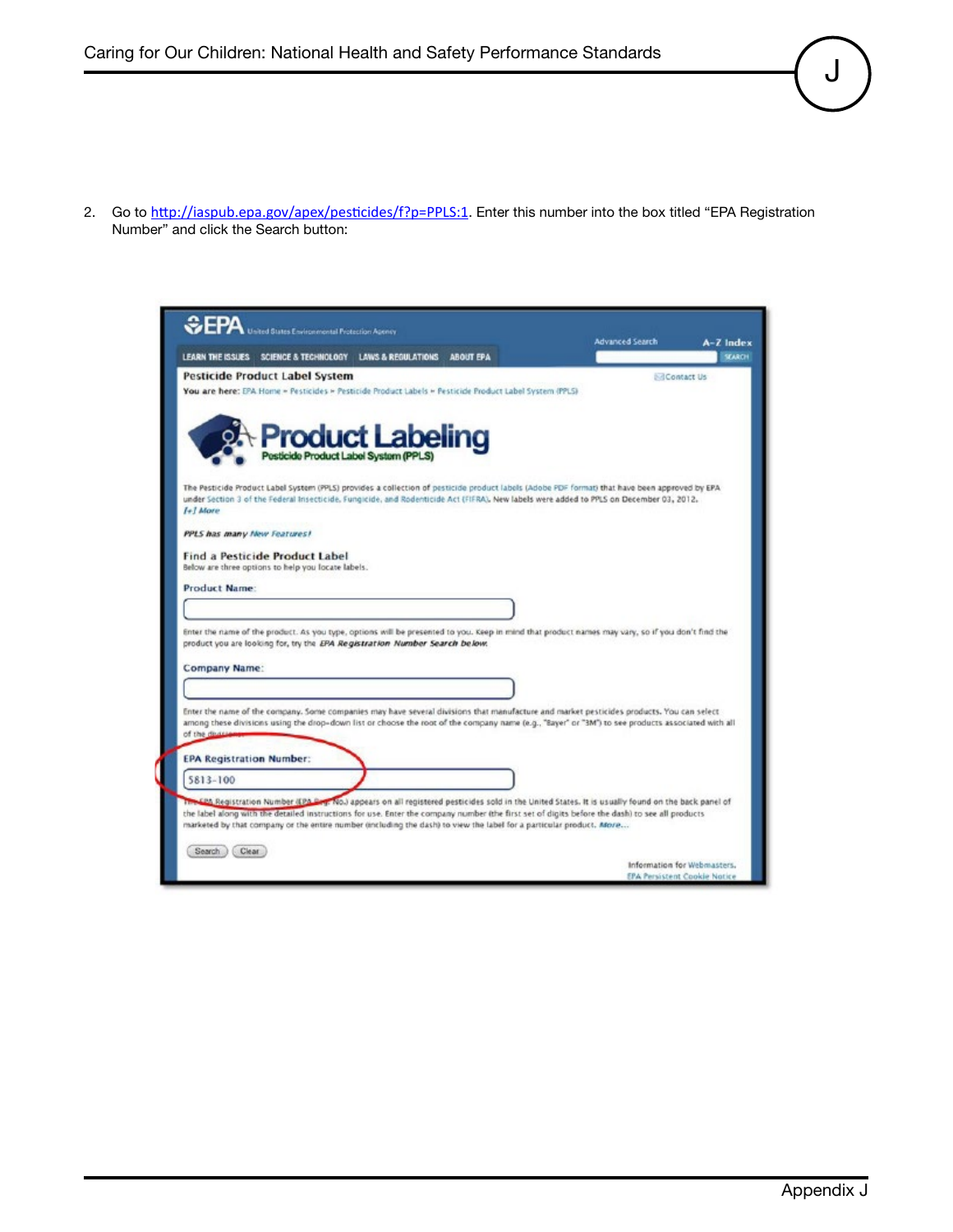2. Go to http://iaspub.epa.gov/apex/pesticides/f?p=PPLS:1. Enter this number into the box titled "EPA Registration Number" and click the Search button: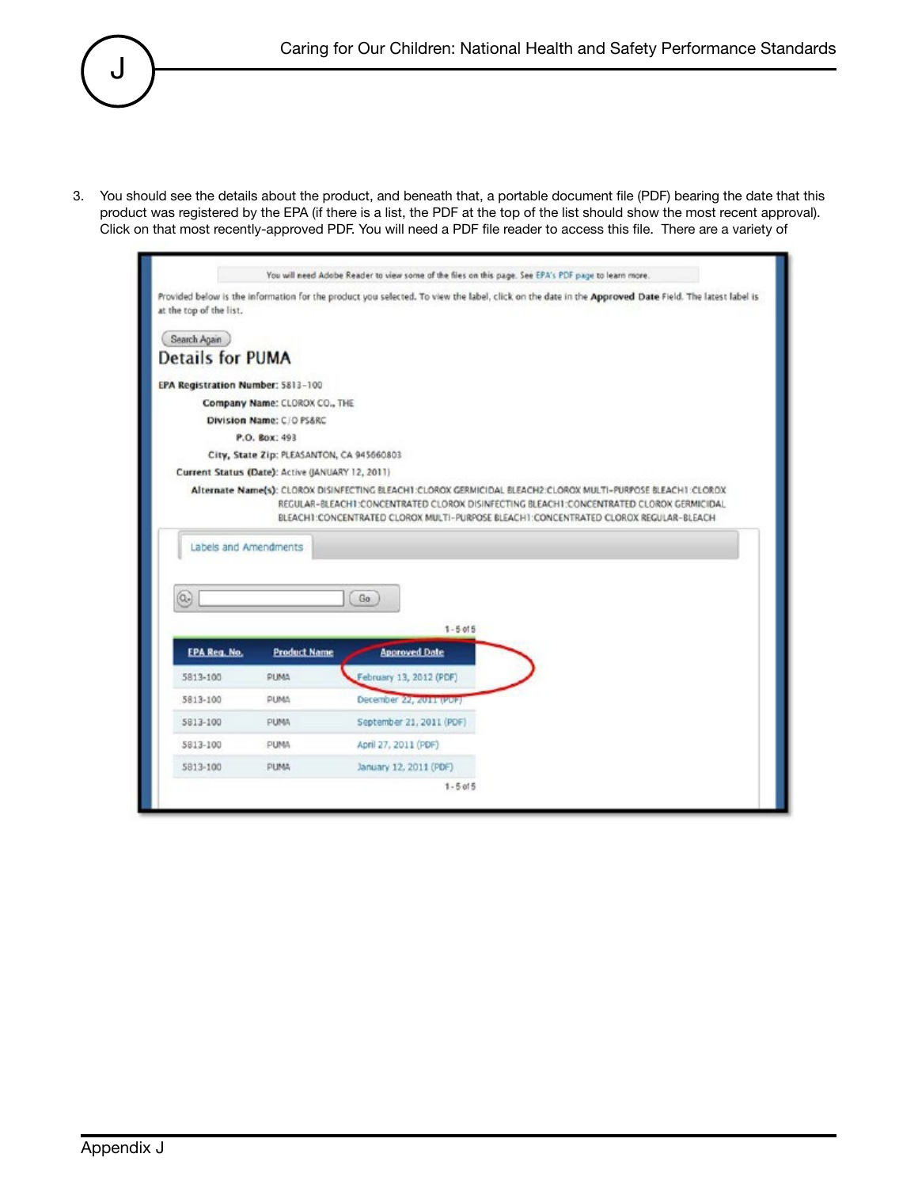3. You should see the details about the product, and beneath that, a portable document file (PDF) bearing the date that this product was registered by the EPA (if there is a list, the PDF at the top of the list should show the most recent approval). Click on that most recently-approved PDF. You will need a PDF file reader to access this file. There are a variety of

You will need Adobe Reader to view some of the files on this page. See EPA's PDF page to learn more.

Provided below is the information for the product you selected. To view the label, click on the date in the **Approved Date** Field. The latest label is at the top of the list.

Search Again

## Details for PUMA

**EPA Registration Number:** 5813-100

**Company Name:** CLOROX CO., THE

**Division Name:** C/O PS&RC

**P.O. Box:** 493

**City, State Zip:** PLEASANTON, CA 945660803

**Current Status (Date):** Active (JANUARY 12, 2011)

**Alternate Name(s):** CLOROX DISINFECTING BLEACH1:CLOROX GERMICIDAL BLEACH2:CLOROX MULTI-PURPOSE BLEACH1:CLOROX REGULAR-BLEACH1:CONCENTRATED CLOROX DISINFECTING BLEACH1:CONCENTRATED CLOROX GERMICIDAL BLEACH1:CONCENTRATED CLOROX MULTI-PURPOSE BLEACH1:CONCENTRATED CLOROX REGULAR-BLEACH

Labels and Amendments

Go

1 - 5 of 5

| EPA Reg. No. | Product Name | Approved Date |
|---|---|---|
| 5813-100 | PUMA | February 13, 2012 (PDF) |
| 5813-100 | PUMA | December 22, 2011 (PDF) |
| 5813-100 | PUMA | September 21, 2011 (PDF) |
| 5813-100 | PUMA | April 27, 2011 (PDF) |
| 5813-100 | PUMA | January 12, 2011 (PDF) |

1 - 5 of 5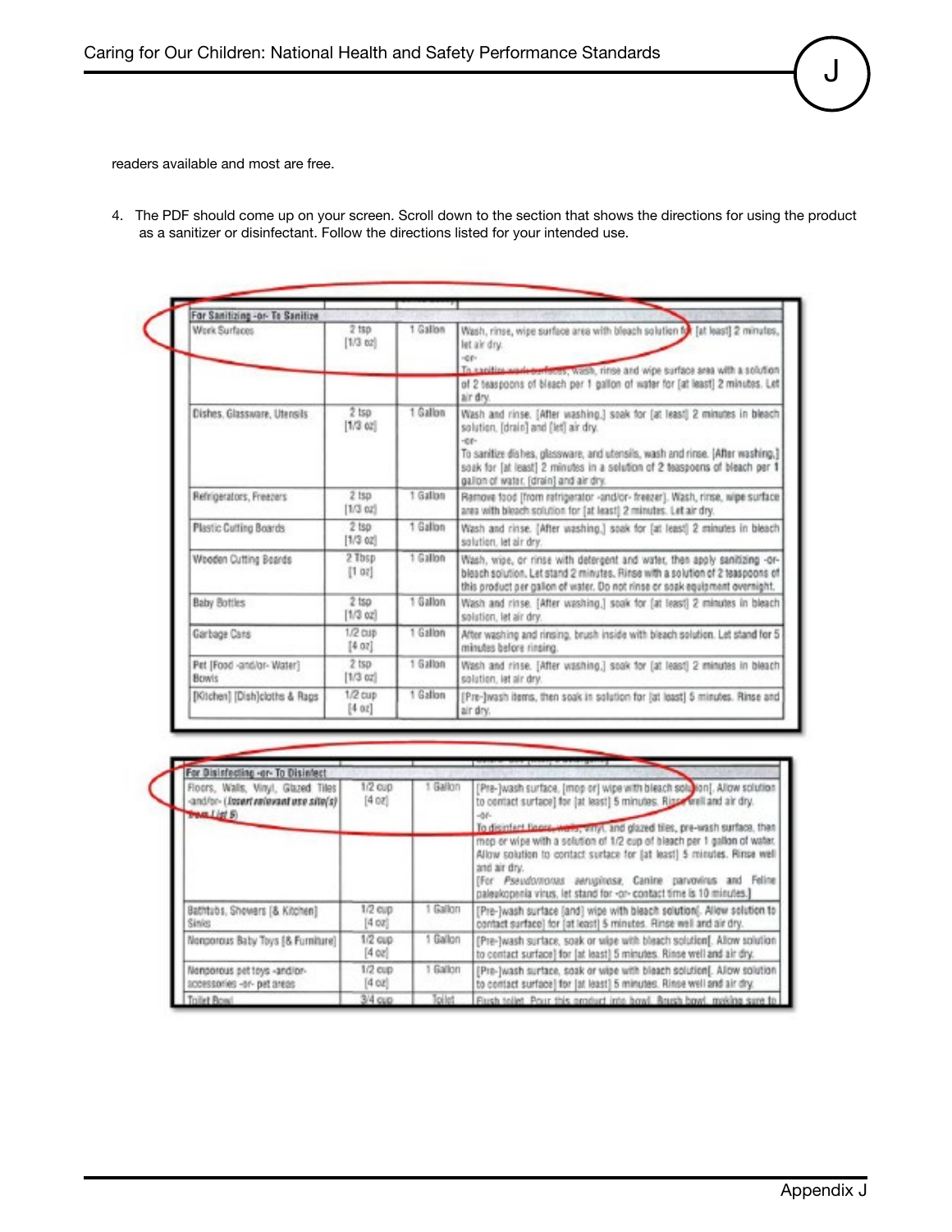readers available and most are free.

4. The PDF should come up on your screen. Scroll down to the section that shows the directions for using the product as a sanitizer or disinfectant. Follow the directions listed for your intended use.

| For Sanitizing -or- To Sanitize | | | |
|---|---|---|---|
| Work Surfaces | 2 tsp [1/3 oz] | 1 Gallon | Wash, rinse, wipe surface area with bleach solution for [at least] 2 minutes, let air dry. -or- To sanitize work surfaces, wash, rinse and wipe surface area with a solution of 2 teaspoons of bleach per 1 gallon of water for [at least] 2 minutes. Let air dry. |
| Dishes, Glassware, Utensils | 2 tsp [1/3 oz] | 1 Gallon | Wash and rinse. [After washing,] soak for [at least] 2 minutes in bleach solution, [drain] and [let] air dry. -or- To sanitize dishes, glassware, and utensils, wash and rinse. [After washing,] soak for [at least] 2 minutes in a solution of 2 teaspoons of bleach per 1 gallon of water. [drain] and air dry. |
| Refrigerators, Freezers | 2 tsp [1/3 oz] | 1 Gallon | Remove food [from refrigerator -and/or- freezer]. Wash, rinse, wipe surface area with bleach solution for [at least] 2 minutes. Let air dry. |
| Plastic Cutting Boards | 2 tsp [1/3 oz] | 1 Gallon | Wash and rinse. [After washing,] soak for [at least] 2 minutes in bleach solution, let air dry. |
| Wooden Cutting Boards | 2 Tbsp [1 oz] | 1 Gallon | Wash, wipe, or rinse with detergent and water, then apply sanitizing -or- bleach solution. Let stand 2 minutes. Rinse with a solution of 2 teaspoons of this product per gallon of water. Do not rinse or soak equipment overnight. |
| Baby Bottles | 2 tsp [1/3 oz] | 1 Gallon | Wash and rinse. [After washing,] soak for [at least] 2 minutes in bleach solution, let air dry. |
| Garbage Cans | 1/2 cup [4 oz] | 1 Gallon | After washing and rinsing, brush inside with bleach solution. Let stand for 5 minutes before rinsing. |
| Pet [Food -and/or- Water] Bowls | 2 tsp [1/3 oz] | 1 Gallon | Wash and rinse. [After washing,] soak for [at least] 2 minutes in bleach solution, let air dry. |
| [Kitchen] [Dish]cloths & Rags | 1/2 cup [4 oz] | 1 Gallon | [Pre-]wash items, then soak in solution for [at least] 5 minutes. Rinse and air dry. |

| For Disinfecting -or- To Disinfect | | | |
|---|---|---|---|
| Floors, Walls, Vinyl, Glazed Tiles -and/or- (*Insert relevant use site(s) from List 6*) | 1/2 cup [4 oz] | 1 Gallon | [Pre-]wash surface, [mop or] wipe with bleach solution[. Allow solution to contact surface] for [at least] 5 minutes. Rinse well and air dry. -or- To disinfect floors, walls, vinyl, and glazed tiles, pre-wash surface, then mop or wipe with a solution of 1/2 cup of bleach per 1 gallon of water. Allow solution to contact surface for [at least] 5 minutes. Rinse well and air dry. [For *Pseudomonas aeruginosa*, Canine parvovirus and Feline paleukopenia virus, let stand for -or- contact time is 10 minutes.] |
| Bathtubs, Showers [& Kitchen] Sinks | 1/2 cup [4 oz] | 1 Gallon | [Pre-]wash surface [and] wipe with bleach solution[. Allow solution to contact surface] for [at least] 5 minutes. Rinse well and air dry. |
| Nonporous Baby Toys [& Furniture] | 1/2 cup [4 oz] | 1 Gallon | [Pre-]wash surface, soak or wipe with bleach solution[. Allow solution to contact surface] for [at least] 5 minutes. Rinse well and air dry. |
| Nonporous pet toys -and/or- accessories -or- pet areas | 1/2 cup [4 oz] | 1 Gallon | [Pre-]wash surface, soak or wipe with bleach solution[. Allow solution to contact surface] for [at least] 5 minutes. Rinse well and air dry. |
| Toilet Bowl | 3/4 cup | Toilet | Flush toilet. Pour this product into bowl. Brush bowl, making sure to |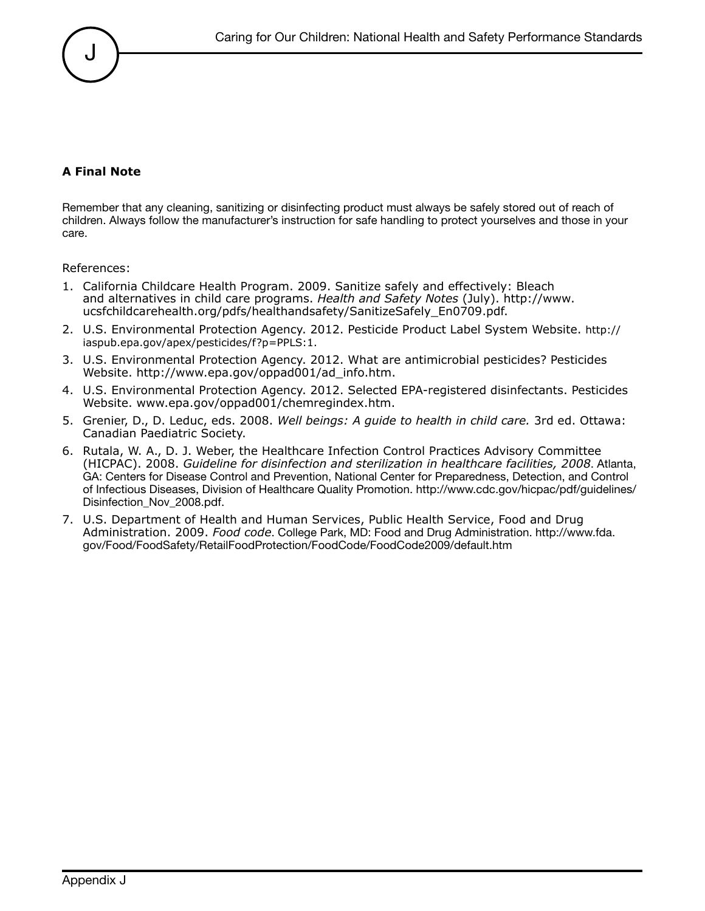**A Final Note**

Remember that any cleaning, sanitizing or disinfecting product must always be safely stored out of reach of children. Always follow the manufacturer's instruction for safe handling to protect yourselves and those in your care.

References:

1. California Childcare Health Program. 2009. Sanitize safely and effectively: Bleach and alternatives in child care programs. *Health and Safety Notes* (July). http://www.ucsfchildcarehealth.org/pdfs/healthandsafety/SanitizeSafely_En0709.pdf.
2. U.S. Environmental Protection Agency. 2012. Pesticide Product Label System Website. http://iaspub.epa.gov/apex/pesticides/f?p=PPLS:1.
3. U.S. Environmental Protection Agency. 2012. What are antimicrobial pesticides? Pesticides Website. http://www.epa.gov/oppad001/ad_info.htm.
4. U.S. Environmental Protection Agency. 2012. Selected EPA-registered disinfectants. Pesticides Website. www.epa.gov/oppad001/chemregindex.htm.
5. Grenier, D., D. Leduc, eds. 2008. *Well beings: A guide to health in child care.* 3rd ed. Ottawa: Canadian Paediatric Society.
6. Rutala, W. A., D. J. Weber, the Healthcare Infection Control Practices Advisory Committee (HICPAC). 2008. *Guideline for disinfection and sterilization in healthcare facilities, 2008.* Atlanta, GA: Centers for Disease Control and Prevention, National Center for Preparedness, Detection, and Control of Infectious Diseases, Division of Healthcare Quality Promotion. http://www.cdc.gov/hicpac/pdf/guidelines/Disinfection_Nov_2008.pdf.
7. U.S. Department of Health and Human Services, Public Health Service, Food and Drug Administration. 2009. *Food code.* College Park, MD: Food and Drug Administration. http://www.fda.gov/Food/FoodSafety/RetailFoodProtection/FoodCode/FoodCode2009/default.htm